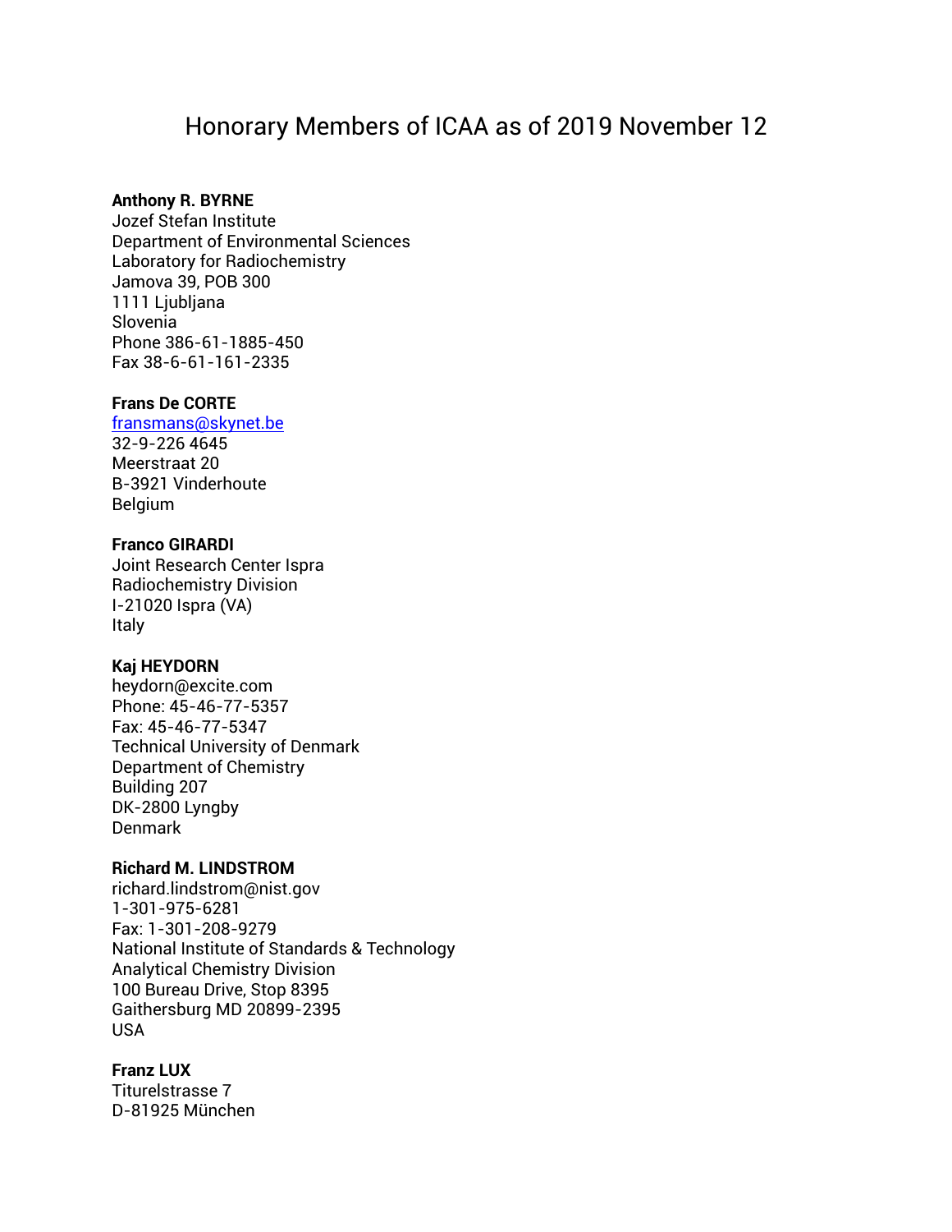# Honorary Members of ICAA as of 2019 November 12

**Anthony R. BYRNE**
Jozef Stefan Institute
Department of Environmental Sciences
Laboratory for Radiochemistry
Jamova 39, POB 300
1111 Ljubljana
Slovenia
Phone 386-61-1885-450
Fax 38-6-61-161-2335

**Frans De CORTE**
fransmans@skynet.be
32-9-226 4645
Meerstraat 20
B-3921 Vinderhoute
Belgium

**Franco GIRARDI**
Joint Research Center Ispra
Radiochemistry Division
I-21020 Ispra (VA)
Italy

**Kaj HEYDORN**
heydorn@excite.com
Phone: 45-46-77-5357
Fax: 45-46-77-5347
Technical University of Denmark
Department of Chemistry
Building 207
DK-2800 Lyngby
Denmark

**Richard M. LINDSTROM**
richard.lindstrom@nist.gov
1-301-975-6281
Fax: 1-301-208-9279
National Institute of Standards & Technology
Analytical Chemistry Division
100 Bureau Drive, Stop 8395
Gaithersburg MD 20899-2395
USA

**Franz LUX**
Titurelstrasse 7
D-81925 München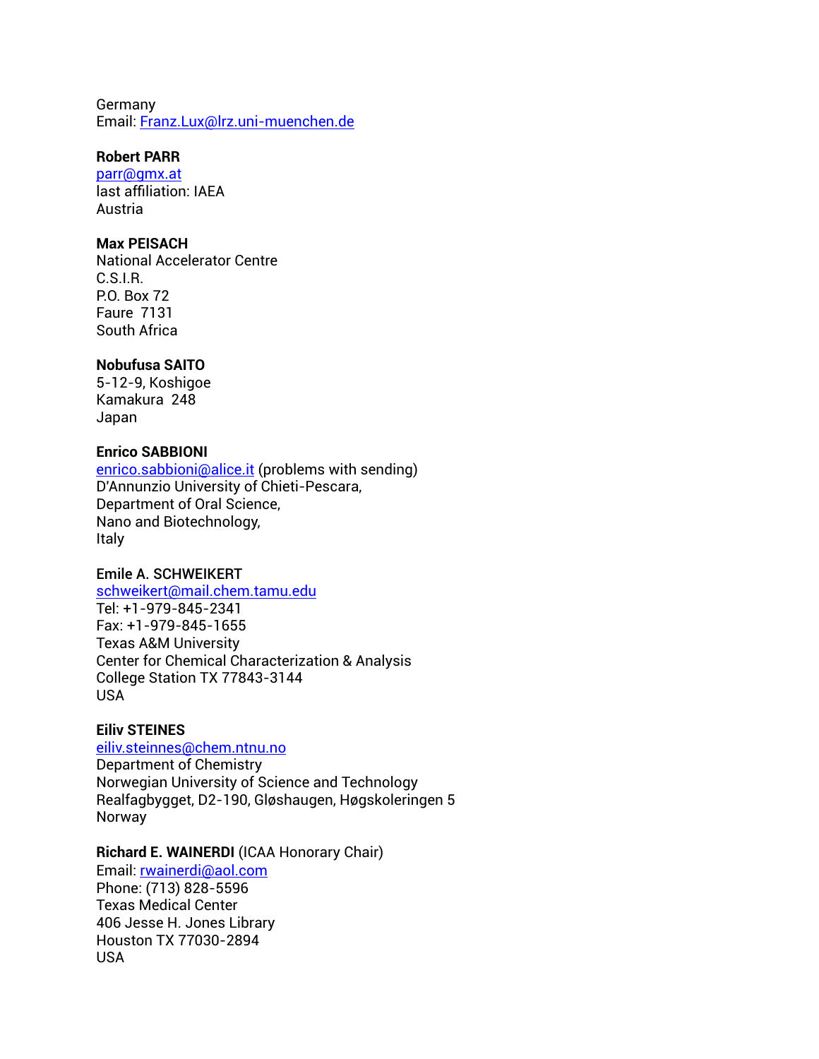Germany
Email: Franz.Lux@lrz.uni-muenchen.de

**Robert PARR**
parr@gmx.at
last affiliation: IAEA
Austria

**Max PEISACH**
National Accelerator Centre
C.S.I.R.
P.O. Box 72
Faure 7131
South Africa

**Nobufusa SAITO**
5-12-9, Koshigoe
Kamakura 248
Japan

**Enrico SABBIONI**
enrico.sabbioni@alice.it (problems with sending)
D'Annunzio University of Chieti-Pescara,
Department of Oral Science,
Nano and Biotechnology,
Italy

Emile A. SCHWEIKERT
schweikert@mail.chem.tamu.edu
Tel: +1-979-845-2341
Fax: +1-979-845-1655
Texas A&M University
Center for Chemical Characterization & Analysis
College Station TX 77843-3144
USA

**Eiliv STEINES**
eiliv.steinnes@chem.ntnu.no
Department of Chemistry
Norwegian University of Science and Technology
Realfagbygget, D2-190, Gløshaugen, Høgskoleringen 5
Norway

**Richard E. WAINERDI** (ICAA Honorary Chair)
Email: rwainerdi@aol.com
Phone: (713) 828-5596
Texas Medical Center
406 Jesse H. Jones Library
Houston TX 77030-2894
USA